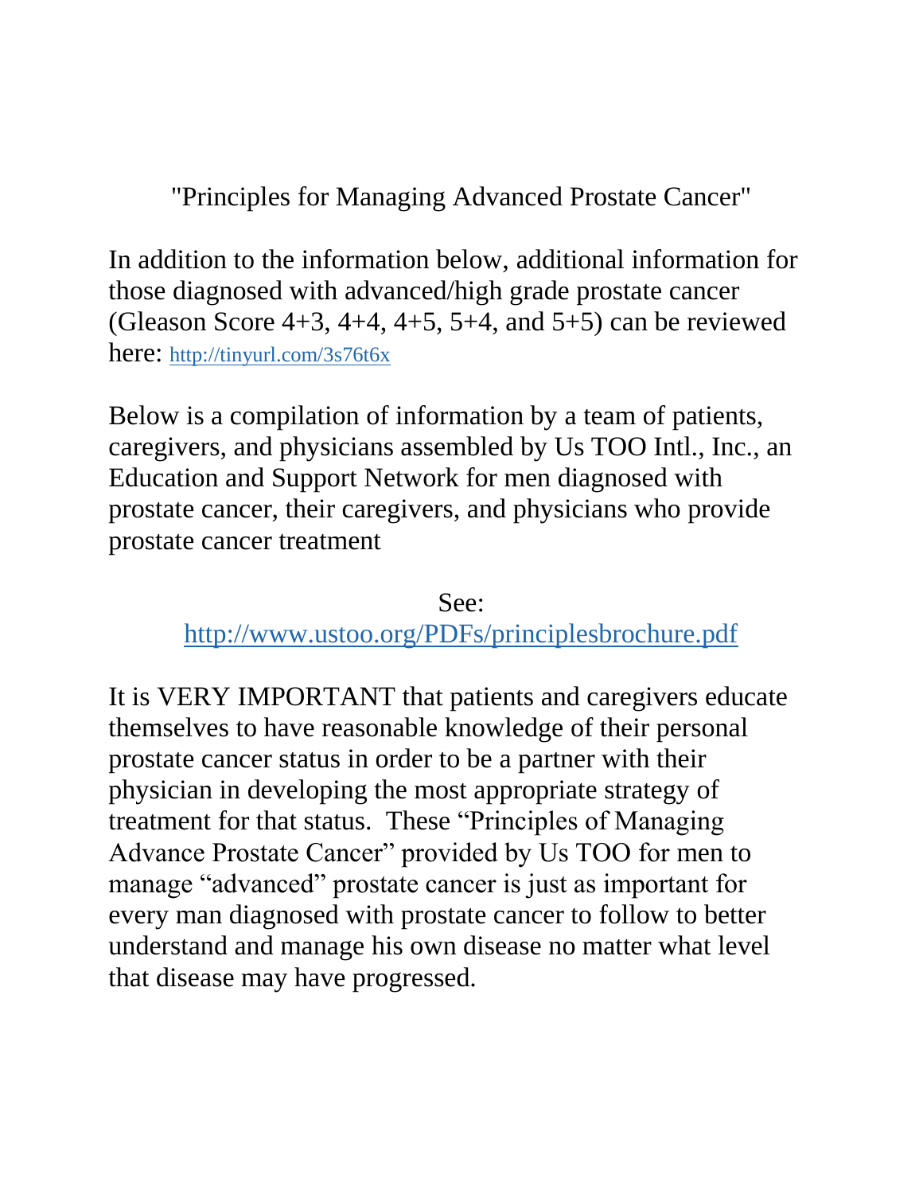# "Principles for Managing Advanced Prostate Cancer"

In addition to the information below, additional information for those diagnosed with advanced/high grade prostate cancer (Gleason Score 4+3, 4+4, 4+5, 5+4, and 5+5) can be reviewed here: http://tinyurl.com/3s76t6x

Below is a compilation of information by a team of patients, caregivers, and physicians assembled by Us TOO Intl., Inc., an Education and Support Network for men diagnosed with prostate cancer, their caregivers, and physicians who provide prostate cancer treatment

See:
http://www.ustoo.org/PDFs/principlesbrochure.pdf

It is VERY IMPORTANT that patients and caregivers educate themselves to have reasonable knowledge of their personal prostate cancer status in order to be a partner with their physician in developing the most appropriate strategy of treatment for that status. These "Principles of Managing Advance Prostate Cancer" provided by Us TOO for men to manage "advanced" prostate cancer is just as important for every man diagnosed with prostate cancer to follow to better understand and manage his own disease no matter what level that disease may have progressed.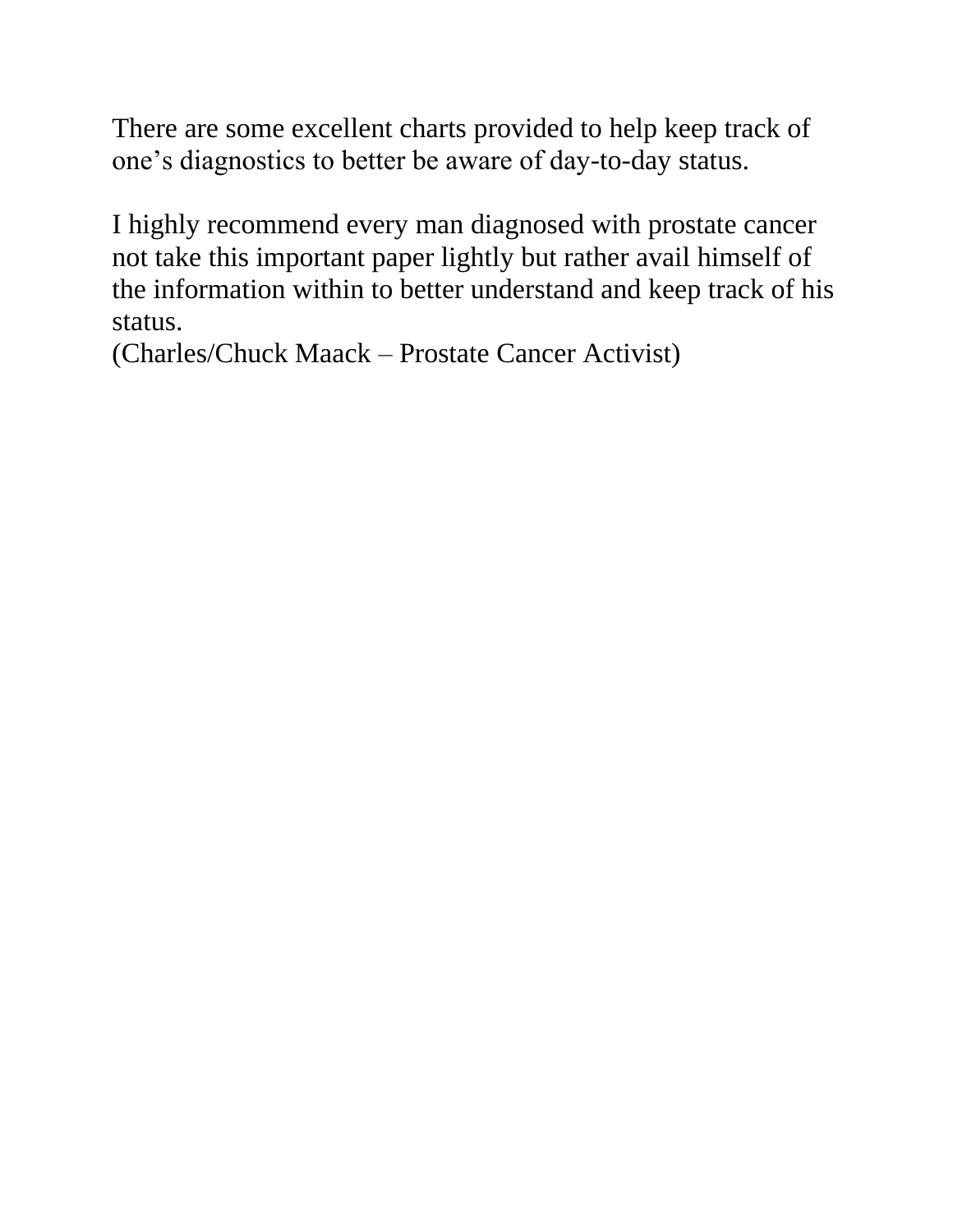There are some excellent charts provided to help keep track of one's diagnostics to better be aware of day-to-day status.

I highly recommend every man diagnosed with prostate cancer not take this important paper lightly but rather avail himself of the information within to better understand and keep track of his status.
(Charles/Chuck Maack – Prostate Cancer Activist)